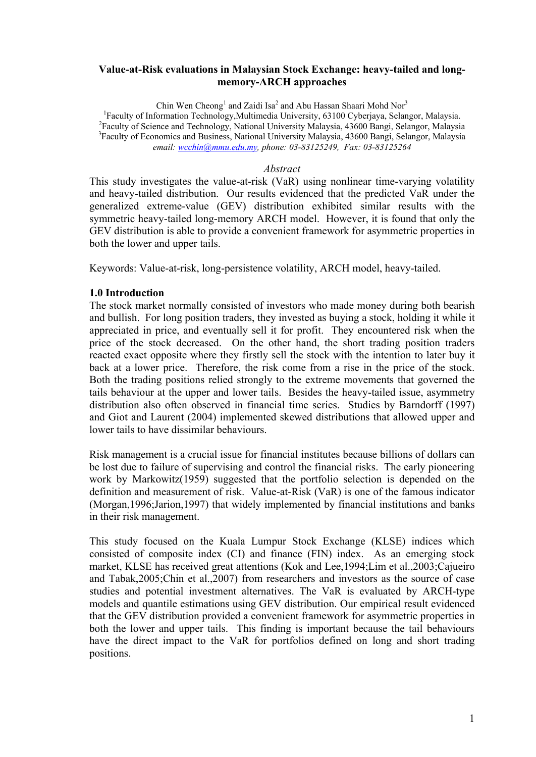# Value-at-Risk evaluations in Malaysian Stock Exchange: heavy-tailed and long-memory-ARCH approaches

Chin Wen Cheong[1] and Zaidi Isa[2] and Abu Hassan Shaari Mohd Nor[3]

[1]Faculty of Information Technology,Multimedia University, 63100 Cyberjaya, Selangor, Malaysia.
[2]Faculty of Science and Technology, National University Malaysia, 43600 Bangi, Selangor, Malaysia
[3]Faculty of Economics and Business, National University Malaysia, 43600 Bangi, Selangor, Malaysia
*email: wcchin@mmu.edu.my, phone: 03-83125249, Fax: 03-83125264*

*Abstract*

This study investigates the value-at-risk (VaR) using nonlinear time-varying volatility and heavy-tailed distribution. Our results evidenced that the predicted VaR under the generalized extreme-value (GEV) distribution exhibited similar results with the symmetric heavy-tailed long-memory ARCH model. However, it is found that only the GEV distribution is able to provide a convenient framework for asymmetric properties in both the lower and upper tails.

Keywords: Value-at-risk, long-persistence volatility, ARCH model, heavy-tailed.

## 1.0 Introduction

The stock market normally consisted of investors who made money during both bearish and bullish. For long position traders, they invested as buying a stock, holding it while it appreciated in price, and eventually sell it for profit. They encountered risk when the price of the stock decreased. On the other hand, the short trading position traders reacted exact opposite where they firstly sell the stock with the intention to later buy it back at a lower price. Therefore, the risk come from a rise in the price of the stock. Both the trading positions relied strongly to the extreme movements that governed the tails behaviour at the upper and lower tails. Besides the heavy-tailed issue, asymmetry distribution also often observed in financial time series. Studies by Barndorff (1997) and Giot and Laurent (2004) implemented skewed distributions that allowed upper and lower tails to have dissimilar behaviours.

Risk management is a crucial issue for financial institutes because billions of dollars can be lost due to failure of supervising and control the financial risks. The early pioneering work by Markowitz(1959) suggested that the portfolio selection is depended on the definition and measurement of risk. Value-at-Risk (VaR) is one of the famous indicator (Morgan,1996;Jarion,1997) that widely implemented by financial institutions and banks in their risk management.

This study focused on the Kuala Lumpur Stock Exchange (KLSE) indices which consisted of composite index (CI) and finance (FIN) index. As an emerging stock market, KLSE has received great attentions (Kok and Lee,1994;Lim et al.,2003;Cajueiro and Tabak,2005;Chin et al.,2007) from researchers and investors as the source of case studies and potential investment alternatives. The VaR is evaluated by ARCH-type models and quantile estimations using GEV distribution. Our empirical result evidenced that the GEV distribution provided a convenient framework for asymmetric properties in both the lower and upper tails. This finding is important because the tail behaviours have the direct impact to the VaR for portfolios defined on long and short trading positions.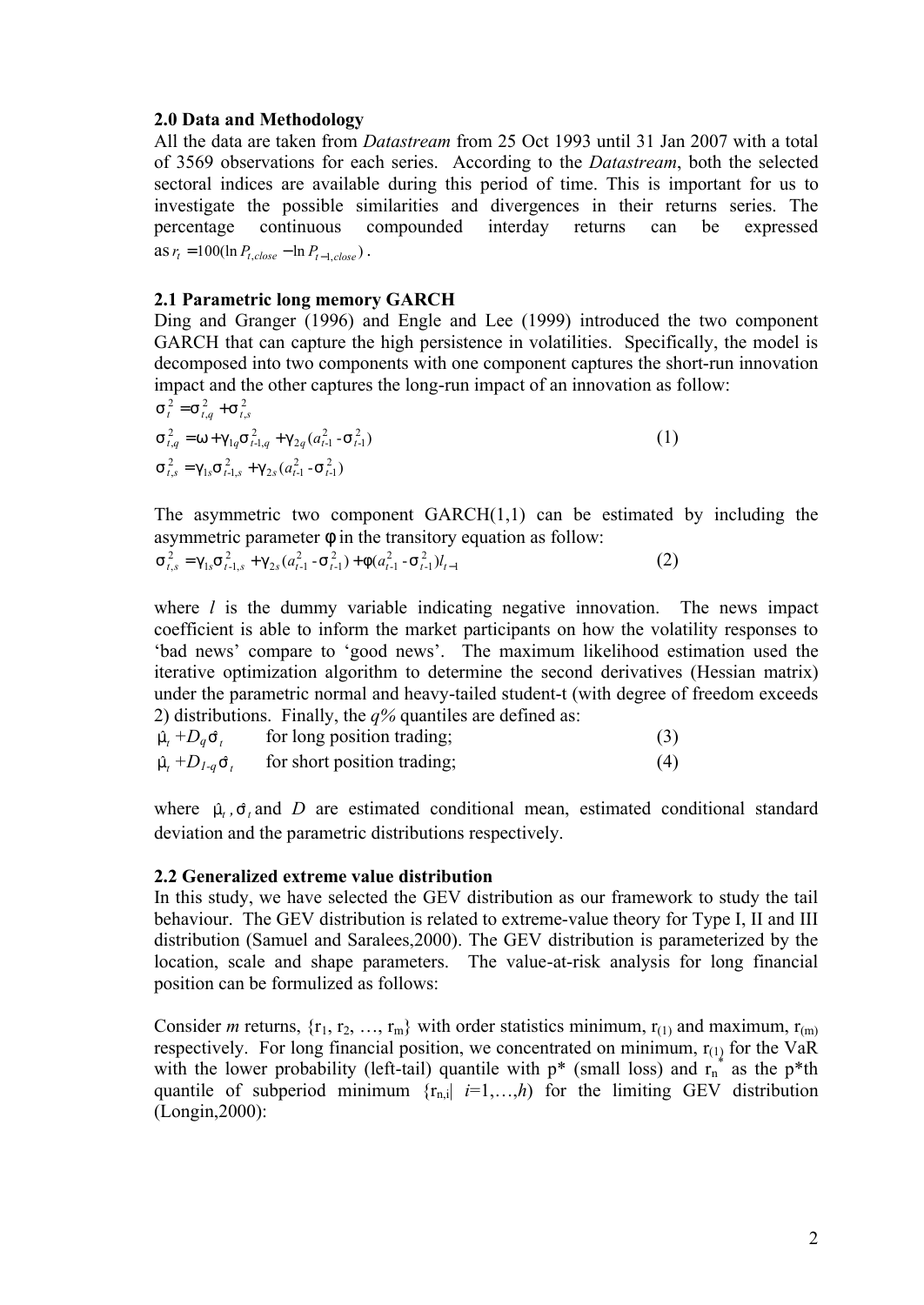## 2.0 Data and Methodology

All the data are taken from *Datastream* from 25 Oct 1993 until 31 Jan 2007 with a total of 3569 observations for each series. According to the *Datastream*, both the selected sectoral indices are available during this period of time. This is important for us to investigate the possible similarities and divergences in their returns series. The percentage continuous compounded interday returns can be expressed as $r_t = 100(\ln P_{t,close} - \ln P_{t-1,close})$.

## 2.1 Parametric long memory GARCH

Ding and Granger (1996) and Engle and Lee (1999) introduced the two component GARCH that can capture the high persistence in volatilities. Specifically, the model is decomposed into two components with one component captures the short-run innovation impact and the other captures the long-run impact of an innovation as follow:

$$
\begin{aligned}
\sigma_t^2 &= \sigma_{t,q}^2 + \sigma_{t,s}^2 \\
\sigma_{t,q}^2 &= \omega + \gamma_{1q}\sigma_{t-1,q}^2 + \gamma_{2q}(a_{t-1}^2 - \sigma_{t-1}^2) \\
\sigma_{t,s}^2 &= \gamma_{1s}\sigma_{t-1,s}^2 + \gamma_{2s}(a_{t-1}^2 - \sigma_{t-1}^2)
\end{aligned}
\tag{1}
$$

The asymmetric two component GARCH(1,1) can be estimated by including the asymmetric parameter $\phi$ in the transitory equation as follow:

$$
\sigma_{t,s}^2 = \gamma_{1s}\sigma_{t-1,s}^2 + \gamma_{2s}(a_{t-1}^2 - \sigma_{t-1}^2) + \phi(a_{t-1}^2 - \sigma_{t-1}^2)l_{t-1} \tag{2}
$$

where $l$ is the dummy variable indicating negative innovation. The news impact coefficient is able to inform the market participants on how the volatility responses to 'bad news' compare to 'good news'. The maximum likelihood estimation used the iterative optimization algorithm to determine the second derivatives (Hessian matrix) under the parametric normal and heavy-tailed student-t (with degree of freedom exceeds 2) distributions. Finally, the $q\%$ quantiles are defined as:

$$\hat{\mu}_t + D_q\hat{\sigma}_t \quad \text{for long position trading;} \tag{3}$$

$$\hat{\mu}_t + D_{1-q}\hat{\sigma}_t \quad \text{for short position trading;} \tag{4}$$

where $\hat{\mu}_t$, $\hat{\sigma}_t$ and $D$ are estimated conditional mean, estimated conditional standard deviation and the parametric distributions respectively.

## 2.2 Generalized extreme value distribution

In this study, we have selected the GEV distribution as our framework to study the tail behaviour. The GEV distribution is related to extreme-value theory for Type I, II and III distribution (Samuel and Saralees,2000). The GEV distribution is parameterized by the location, scale and shape parameters. The value-at-risk analysis for long financial position can be formulized as follows:

Consider $m$ returns, $\{r_1, r_2, \ldots, r_m\}$ with order statistics minimum, $r_{(1)}$ and maximum, $r_{(m)}$ respectively. For long financial position, we concentrated on minimum, $r_{(1)}$ for the VaR with the lower probability (left-tail) quantile with p* (small loss) and $r_n^*$ as the p*th quantile of subperiod minimum $\{r_{n,i}|\ i=1,\ldots,h\}$ for the limiting GEV distribution (Longin,2000):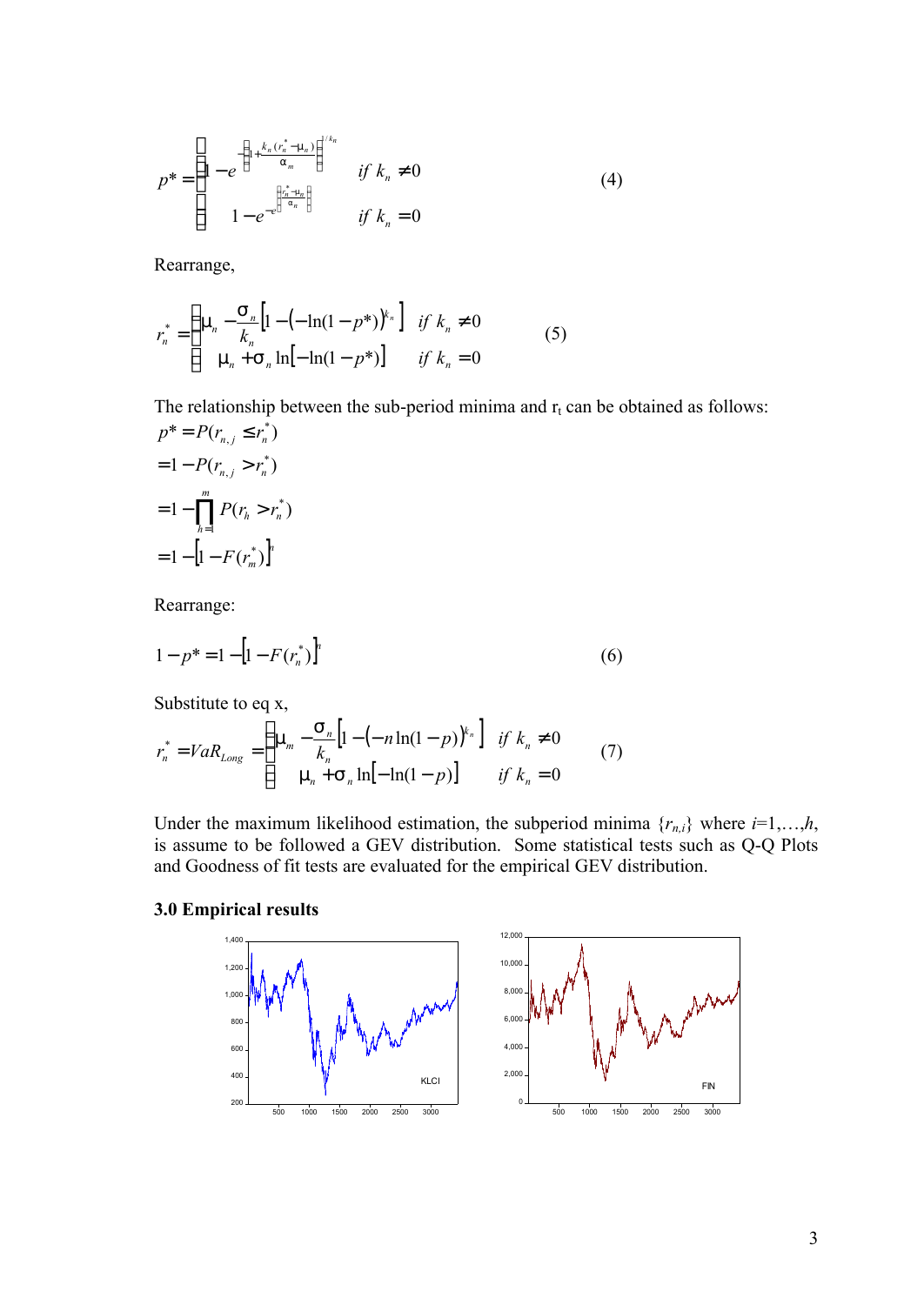$$p^* = \begin{cases} 1 - e^{-\left[1 + \frac{k_n (r_n^* - \mu_n)}{\alpha_m}\right]^{1/k_n}} & if\ k_n \neq 0 \\ 1 - e^{-e^{\left[\frac{r_n^* - \mu_n}{\alpha_n}\right]}} & if\ k_n = 0 \end{cases} \qquad (4)$$

Rearrange,

$$r_n^* = \begin{cases} \mu_n - \frac{\sigma_n}{k_n}\left[1 - \left(-\ln(1-p^*)\right)^{k_n}\right] & if\ k_n \neq 0 \\ \mu_n + \sigma_n \ln\left[-\ln(1-p^*)\right] & if\ k_n = 0 \end{cases} \qquad (5)$$

The relationship between the sub-period minima and $r_t$ can be obtained as follows:

$$p^* = P(r_{n,j} \leq r_n^*)$$
$$= 1 - P(r_{n,j} > r_n^*)$$
$$= 1 - \prod_{h=1}^{m} P(r_h > r_n^*)$$
$$= 1 - \left[1 - F(r_m^*)\right]^n$$

Rearrange:

$$1 - p^* = 1 - \left[1 - F(r_n^*)\right]^n \qquad (6)$$

Substitute to eq x,

$$r_n^* = VaR_{Long} = \begin{cases} \mu_m - \frac{\sigma_n}{k_n}\left[1 - \left(-n\ln(1-p)\right)^{k_n}\right] & if\ k_n \neq 0 \\ \mu_n + \sigma_n \ln\left[-\ln(1-p)\right] & if\ k_n = 0 \end{cases} \qquad (7)$$

Under the maximum likelihood estimation, the subperiod minima $\{r_{n,i}\}$ where $i$=1,…,$h$, is assume to be followed a GEV distribution. Some statistical tests such as Q-Q Plots and Goodness of fit tests are evaluated for the empirical GEV distribution.

## 3.0 Empirical results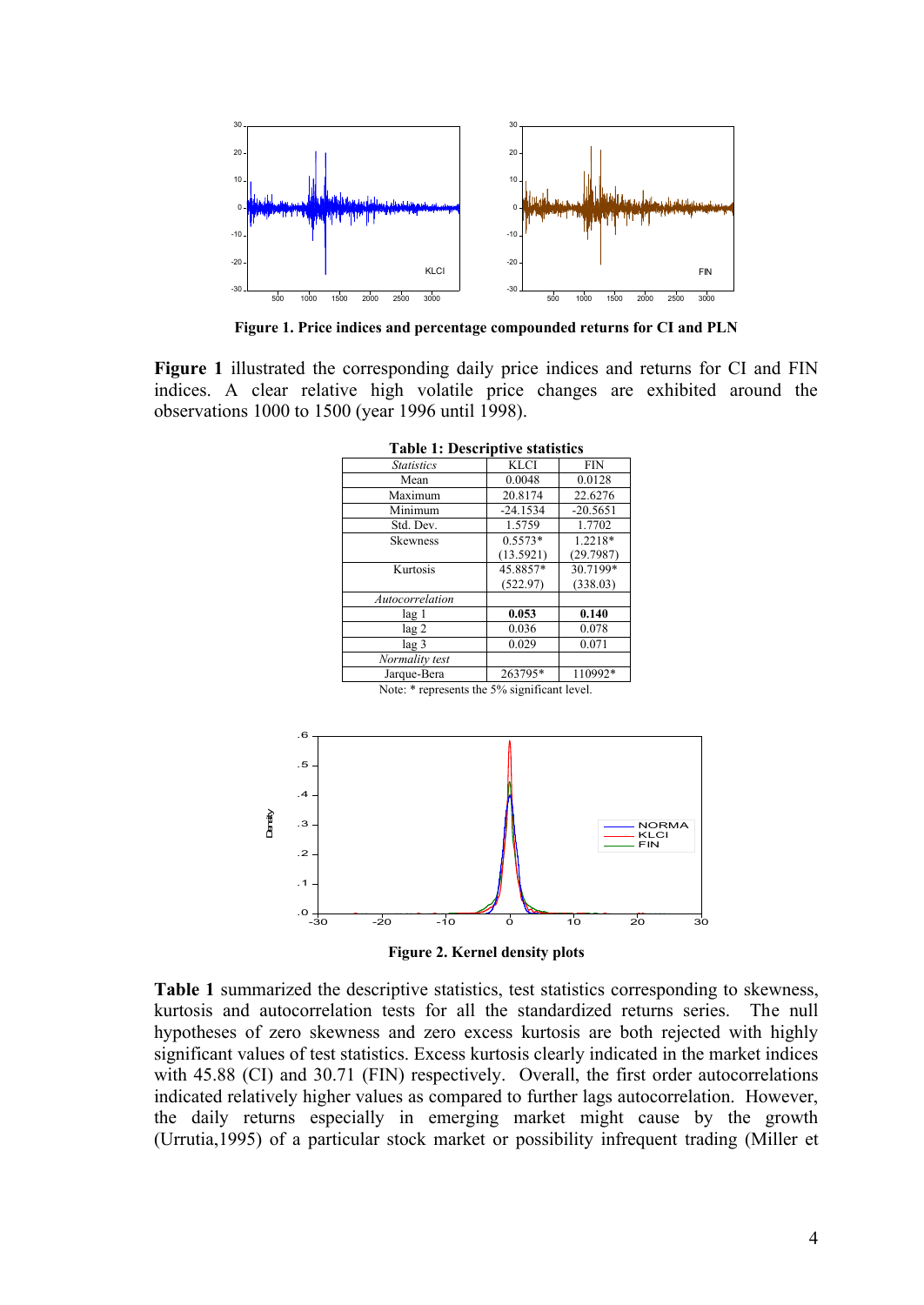**Figure 1. Price indices and percentage compounded returns for CI and PLN**

**Figure 1** illustrated the corresponding daily price indices and returns for CI and FIN indices. A clear relative high volatile price changes are exhibited around the observations 1000 to 1500 (year 1996 until 1998).

**Table 1: Descriptive statistics**

| *Statistics* | KLCI | FIN |
|---|---|---|
| Mean | 0.0048 | 0.0128 |
| Maximum | 20.8174 | 22.6276 |
| Minimum | -24.1534 | -20.5651 |
| Std. Dev. | 1.5759 | 1.7702 |
| Skewness | 0.5573* (13.5921) | 1.2218* (29.7987) |
| Kurtosis | 45.8857* (522.97) | 30.7199* (338.03) |
| *Autocorrelation* | | |
| lag 1 | **0.053** | **0.140** |
| lag 2 | 0.036 | 0.078 |
| lag 3 | 0.029 | 0.071 |
| *Normality test* | | |
| Jarque-Bera | 263795* | 110992* |

Note: * represents the 5% significant level.

**Figure 2. Kernel density plots**

**Table 1** summarized the descriptive statistics, test statistics corresponding to skewness, kurtosis and autocorrelation tests for all the standardized returns series. The null hypotheses of zero skewness and zero excess kurtosis are both rejected with highly significant values of test statistics. Excess kurtosis clearly indicated in the market indices with 45.88 (CI) and 30.71 (FIN) respectively. Overall, the first order autocorrelations indicated relatively higher values as compared to further lags autocorrelation. However, the daily returns especially in emerging market might cause by the growth (Urrutia,1995) of a particular stock market or possibility infrequent trading (Miller et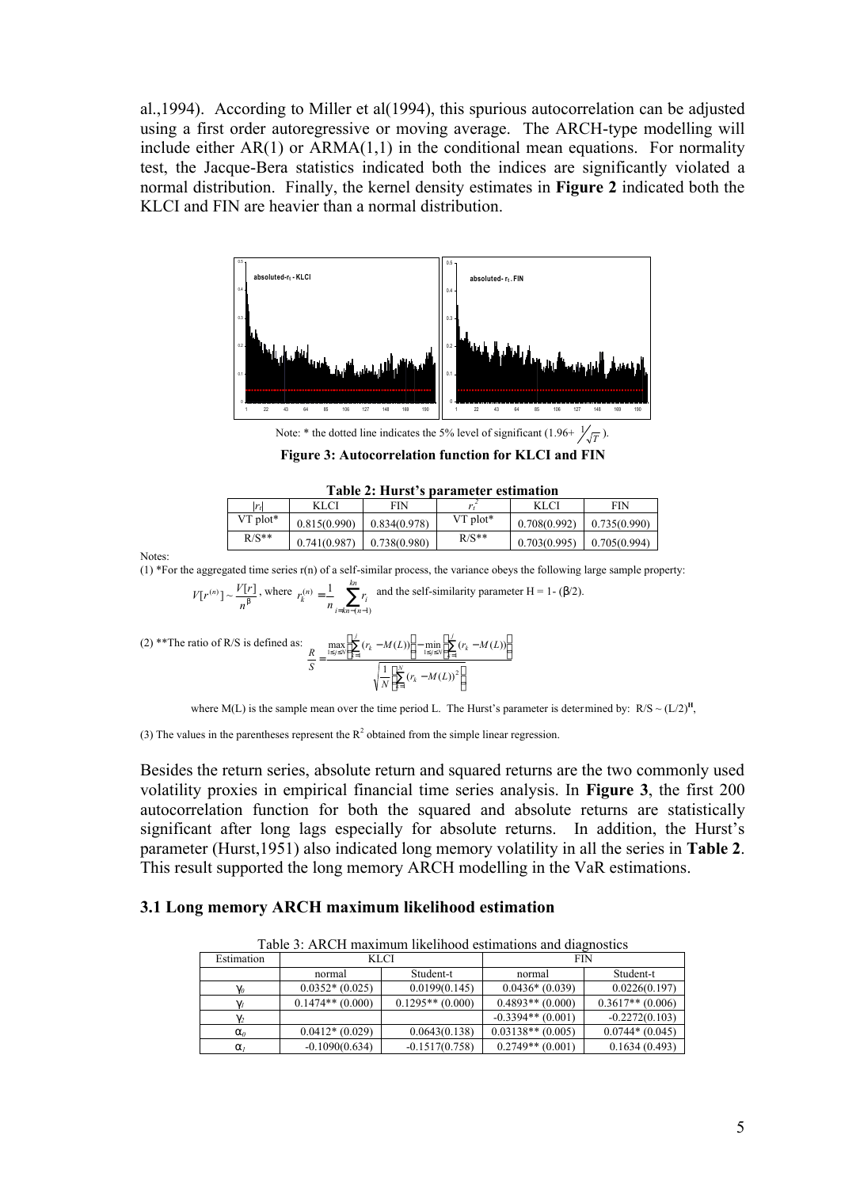al.,1994). According to Miller et al(1994), this spurious autocorrelation can be adjusted using a first order autoregressive or moving average. The ARCH-type modelling will include either AR(1) or ARMA(1,1) in the conditional mean equations. For normality test, the Jacque-Bera statistics indicated both the indices are significantly violated a normal distribution. Finally, the kernel density estimates in **Figure 2** indicated both the KLCI and FIN are heavier than a normal distribution.

Note: * the dotted line indicates the 5% level of significant ($1.96+ \frac{1}{\sqrt{T}}$).

**Figure 3: Autocorrelation function for KLCI and FIN**

**Table 2: Hurst's parameter estimation**

| $\lvert r_t \rvert$ | KLCI | FIN | $r_t^2$ | KLCI | FIN |
|---|---|---|---|---|---|
| VT plot* | 0.815(0.990) | 0.834(0.978) | VT plot* | 0.708(0.992) | 0.735(0.990) |
| R/S** | 0.741(0.987) | 0.738(0.980) | R/S** | 0.703(0.995) | 0.705(0.994) |

Notes:

(1) *For the aggregated time series r(n) of a self-similar process, the variance obeys the following large sample property:

$V[r^{(n)}] \sim \frac{V[r]}{n^{\beta}}$, where $r_k^{(n)} = \frac{1}{n}\sum_{i=kn-(n-1)}^{kn} r_i$ and the self-similarity parameter H = 1- ($\beta$/2).

(2) **The ratio of R/S is defined as:

$$\frac{R}{S} = \frac{\max_{1\le j\le N}\left(\sum_{k=1}^{j}(r_k - M(L))\right) - \min_{1\le j\le N}\left(\sum_{k=1}^{j}(r_k - M(L))\right)}{\sqrt{\frac{1}{N}\left(\sum_{k=1}^{N}(r_k - M(L))^2\right)}}$$

where M(L) is the sample mean over the time period L. The Hurst's parameter is determined by: R/S ~ $(L/2)^{\mathbf{H}}$,

(3) The values in the parentheses represent the $R^2$ obtained from the simple linear regression.

Besides the return series, absolute return and squared returns are the two commonly used volatility proxies in empirical financial time series analysis. In **Figure 3**, the first 200 autocorrelation function for both the squared and absolute returns are statistically significant after long lags especially for absolute returns. In addition, the Hurst's parameter (Hurst,1951) also indicated long memory volatility in all the series in **Table 2**. This result supported the long memory ARCH modelling in the VaR estimations.

### 3.1 Long memory ARCH maximum likelihood estimation

Table 3: ARCH maximum likelihood estimations and diagnostics

| Estimation | KLCI | | FIN | |
|---|---|---|---|---|
| | normal | Student-t | normal | Student-t |
| $\gamma_0$ | 0.0352* (0.025) | 0.0199(0.145) | 0.0436* (0.039) | 0.0226(0.197) |
| $\gamma_1$ | 0.1474** (0.000) | 0.1295** (0.000) | 0.4893** (0.000) | 0.3617** (0.006) |
| $\gamma_2$ | | | -0.3394** (0.001) | -0.2272(0.103) |
| $\alpha_0$ | 0.0412* (0.029) | 0.0643(0.138) | 0.03138** (0.005) | 0.0744* (0.045) |
| $\alpha_1$ | -0.1090(0.634) | -0.1517(0.758) | 0.2749** (0.001) | 0.1634 (0.493) |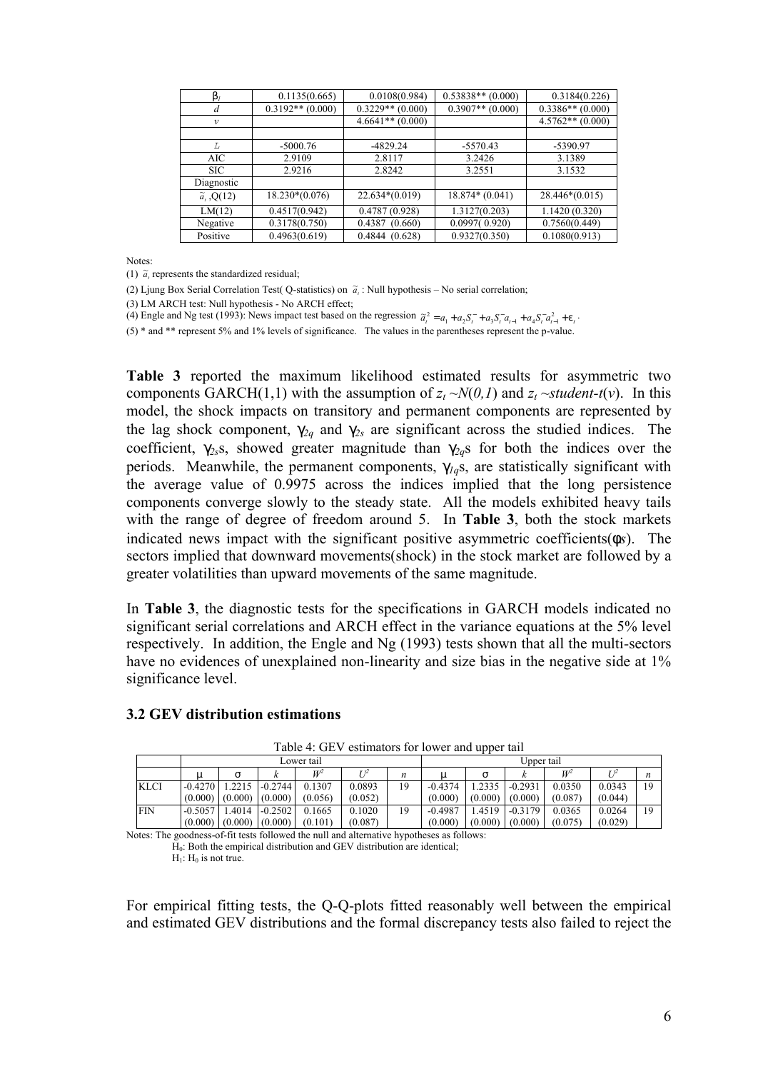| | | | | |
|---|---|---|---|---|
| $\beta_1$ | 0.1135(0.665) | 0.0108(0.984) | 0.53838** (0.000) | 0.3184(0.226) |
| $d$ | 0.3192** (0.000) | 0.3229** (0.000) | 0.3907** (0.000) | 0.3386** (0.000) |
| $v$ | | 4.6641** (0.000) | | 4.5762** (0.000) |
| | | | | |
| $L$ | -5000.76 | -4829.24 | -5570.43 | -5390.97 |
| AIC | 2.9109 | 2.8117 | 3.2426 | 3.1389 |
| SIC | 2.9216 | 2.8242 | 3.2551 | 3.1532 |
| Diagnostic | | | | |
| $\tilde{a}_t$ ,Q(12) | 18.230*(0.076) | 22.634*(0.019) | 18.874* (0.041) | 28.446*(0.015) |
| LM(12) | 0.4517(0.942) | 0.4787 (0.928) | 1.3127(0.203) | 1.1420 (0.320) |
| Negative | 0.3178(0.750) | 0.4387 (0.660) | 0.0997( 0.920) | 0.7560(0.449) |
| Positive | 0.4963(0.619) | 0.4844 (0.628) | 0.9327(0.350) | 0.1080(0.913) |

Notes:

(1) $\tilde{a}_t$ represents the standardized residual;

(2) Ljung Box Serial Correlation Test( Q-statistics) on $\tilde{a}_t$ : Null hypothesis – No serial correlation;

(3) LM ARCH test: Null hypothesis - No ARCH effect;

(4) Engle and Ng test (1993): News impact test based on the regression $\tilde{a}_t^2 = a_1 + a_2 S_t^- + a_3 S_t^- a_{t-1} + a_4 S_t^- a_{t-1}^2 + \varepsilon_t$ .

(5) * and ** represent 5% and 1% levels of significance. The values in the parentheses represent the p-value.

**Table 3** reported the maximum likelihood estimated results for asymmetric two components GARCH(1,1) with the assumption of $z_t \sim N(0,1)$ and $z_t \sim student\text{-}t(v)$. In this model, the shock impacts on transitory and permanent components are represented by the lag shock component, $\gamma_{2q}$ and $\gamma_{2s}$ are significant across the studied indices. The coefficient, $\gamma_{2s}$s, showed greater magnitude than $\gamma_{2q}$s for both the indices over the periods. Meanwhile, the permanent components, $\gamma_{1q}$s, are statistically significant with the average value of 0.9975 across the indices implied that the long persistence components converge slowly to the steady state. All the models exhibited heavy tails with the range of degree of freedom around 5. In **Table 3**, both the stock markets indicated news impact with the significant positive asymmetric coefficients($\phi$s). The sectors implied that downward movements(shock) in the stock market are followed by a greater volatilities than upward movements of the same magnitude.

In **Table 3**, the diagnostic tests for the specifications in GARCH models indicated no significant serial correlations and ARCH effect in the variance equations at the 5% level respectively. In addition, the Engle and Ng (1993) tests shown that all the multi-sectors have no evidences of unexplained non-linearity and size bias in the negative side at 1% significance level.

### 3.2 GEV distribution estimations

Table 4: GEV estimators for lower and upper tail

| | Lower tail | | | | | | Upper tail | | | | | |
|---|---|---|---|---|---|---|---|---|---|---|---|---|
| | $\mu$ | $\sigma$ | $k$ | $W^2$ | $U^2$ | $n$ | $\mu$ | $\sigma$ | $k$ | $W^2$ | $U^2$ | $n$ |
| KLCI | -0.4270 (0.000) | 1.2215 (0.000) | -0.2744 (0.000) | 0.1307 (0.056) | 0.0893 (0.052) | 19 | -0.4374 (0.000) | 1.2335 (0.000) | -0.2931 (0.000) | 0.0350 (0.087) | 0.0343 (0.044) | 19 |
| FIN | -0.5057 (0.000) | 1.4014 (0.000) | -0.2502 (0.000) | 0.1665 (0.101) | 0.1020 (0.087) | 19 | -0.4987 (0.000) | 1.4519 (0.000) | -0.3179 (0.000) | 0.0365 (0.075) | 0.0264 (0.029) | 19 |

Notes: The goodness-of-fit tests followed the null and alternative hypotheses as follows:

$H_0$: Both the empirical distribution and GEV distribution are identical;

$H_1$: $H_0$ is not true.

For empirical fitting tests, the Q-Q-plots fitted reasonably well between the empirical and estimated GEV distributions and the formal discrepancy tests also failed to reject the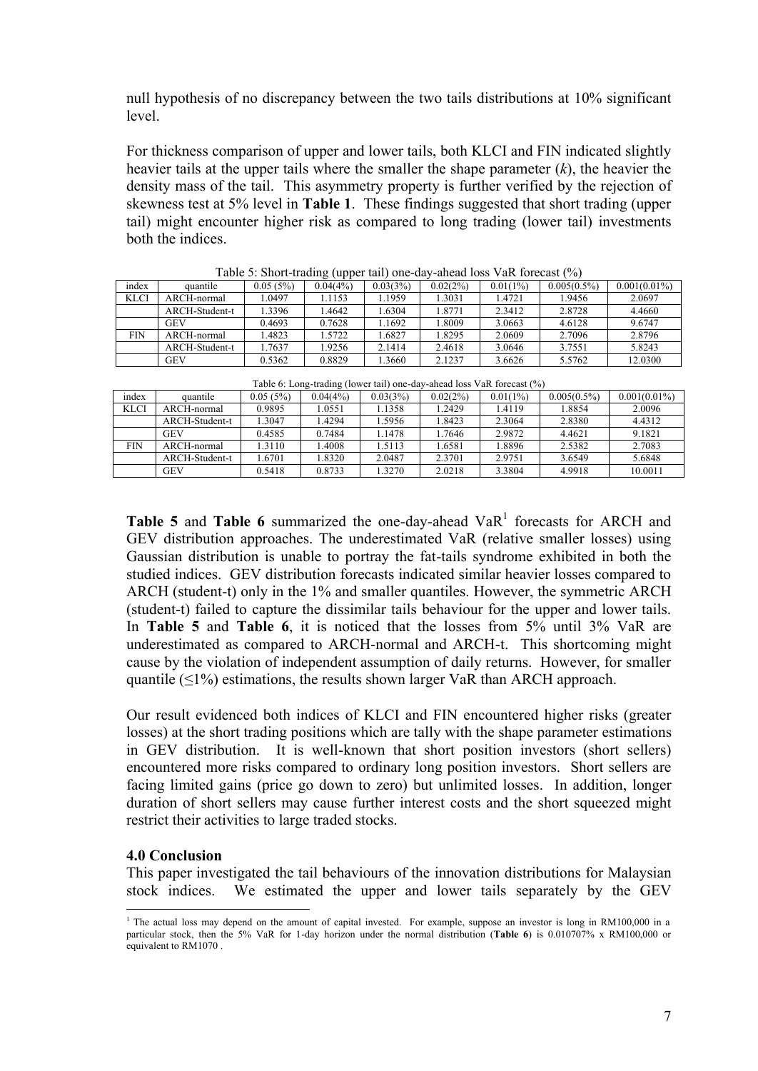null hypothesis of no discrepancy between the two tails distributions at 10% significant level.

For thickness comparison of upper and lower tails, both KLCI and FIN indicated slightly heavier tails at the upper tails where the smaller the shape parameter ($k$), the heavier the density mass of the tail. This asymmetry property is further verified by the rejection of skewness test at 5% level in **Table 1**. These findings suggested that short trading (upper tail) might encounter higher risk as compared to long trading (lower tail) investments both the indices.

Table 5: Short-trading (upper tail) one-day-ahead loss VaR forecast (%)

| index | quantile | 0.05 (5%) | 0.04(4%) | 0.03(3%) | 0.02(2%) | 0.01(1%) | 0.005(0.5%) | 0.001(0.01%) |
|---|---|---|---|---|---|---|---|---|
| KLCI | ARCH-normal | 1.0497 | 1.1153 | 1.1959 | 1.3031 | 1.4721 | 1.9456 | 2.0697 |
| | ARCH-Student-t | 1.3396 | 1.4642 | 1.6304 | 1.8771 | 2.3412 | 2.8728 | 4.4660 |
| | GEV | 0.4693 | 0.7628 | 1.1692 | 1.8009 | 3.0663 | 4.6128 | 9.6747 |
| FIN | ARCH-normal | 1.4823 | 1.5722 | 1.6827 | 1.8295 | 2.0609 | 2.7096 | 2.8796 |
| | ARCH-Student-t | 1.7637 | 1.9256 | 2.1414 | 2.4618 | 3.0646 | 3.7551 | 5.8243 |
| | GEV | 0.5362 | 0.8829 | 1.3660 | 2.1237 | 3.6626 | 5.5762 | 12.0300 |

Table 6: Long-trading (lower tail) one-day-ahead loss VaR forecast (%)

| index | quantile | 0.05 (5%) | 0.04(4%) | 0.03(3%) | 0.02(2%) | 0.01(1%) | 0.005(0.5%) | 0.001(0.01%) |
|---|---|---|---|---|---|---|---|---|
| KLCI | ARCH-normal | 0.9895 | 1.0551 | 1.1358 | 1.2429 | 1.4119 | 1.8854 | 2.0096 |
| | ARCH-Student-t | 1.3047 | 1.4294 | 1.5956 | 1.8423 | 2.3064 | 2.8380 | 4.4312 |
| | GEV | 0.4585 | 0.7484 | 1.1478 | 1.7646 | 2.9872 | 4.4621 | 9.1821 |
| FIN | ARCH-normal | 1.3110 | 1.4008 | 1.5113 | 1.6581 | 1.8896 | 2.5382 | 2.7083 |
| | ARCH-Student-t | 1.6701 | 1.8320 | 2.0487 | 2.3701 | 2.9751 | 3.6549 | 5.6848 |
| | GEV | 0.5418 | 0.8733 | 1.3270 | 2.0218 | 3.3804 | 4.9918 | 10.0011 |

**Table 5** and **Table 6** summarized the one-day-ahead VaR[1] forecasts for ARCH and GEV distribution approaches. The underestimated VaR (relative smaller losses) using Gaussian distribution is unable to portray the fat-tails syndrome exhibited in both the studied indices. GEV distribution forecasts indicated similar heavier losses compared to ARCH (student-t) only in the 1% and smaller quantiles. However, the symmetric ARCH (student-t) failed to capture the dissimilar tails behaviour for the upper and lower tails. In **Table 5** and **Table 6**, it is noticed that the losses from 5% until 3% VaR are underestimated as compared to ARCH-normal and ARCH-t. This shortcoming might cause by the violation of independent assumption of daily returns. However, for smaller quantile (≤1%) estimations, the results shown larger VaR than ARCH approach.

Our result evidenced both indices of KLCI and FIN encountered higher risks (greater losses) at the short trading positions which are tally with the shape parameter estimations in GEV distribution. It is well-known that short position investors (short sellers) encountered more risks compared to ordinary long position investors. Short sellers are facing limited gains (price go down to zero) but unlimited losses. In addition, longer duration of short sellers may cause further interest costs and the short squeezed might restrict their activities to large traded stocks.

### 4.0 Conclusion

This paper investigated the tail behaviours of the innovation distributions for Malaysian stock indices. We estimated the upper and lower tails separately by the GEV

[1] The actual loss may depend on the amount of capital invested. For example, suppose an investor is long in RM100,000 in a particular stock, then the 5% VaR for 1-day horizon under the normal distribution (**Table 6**) is 0.010707% x RM100,000 or equivalent to RM1070 .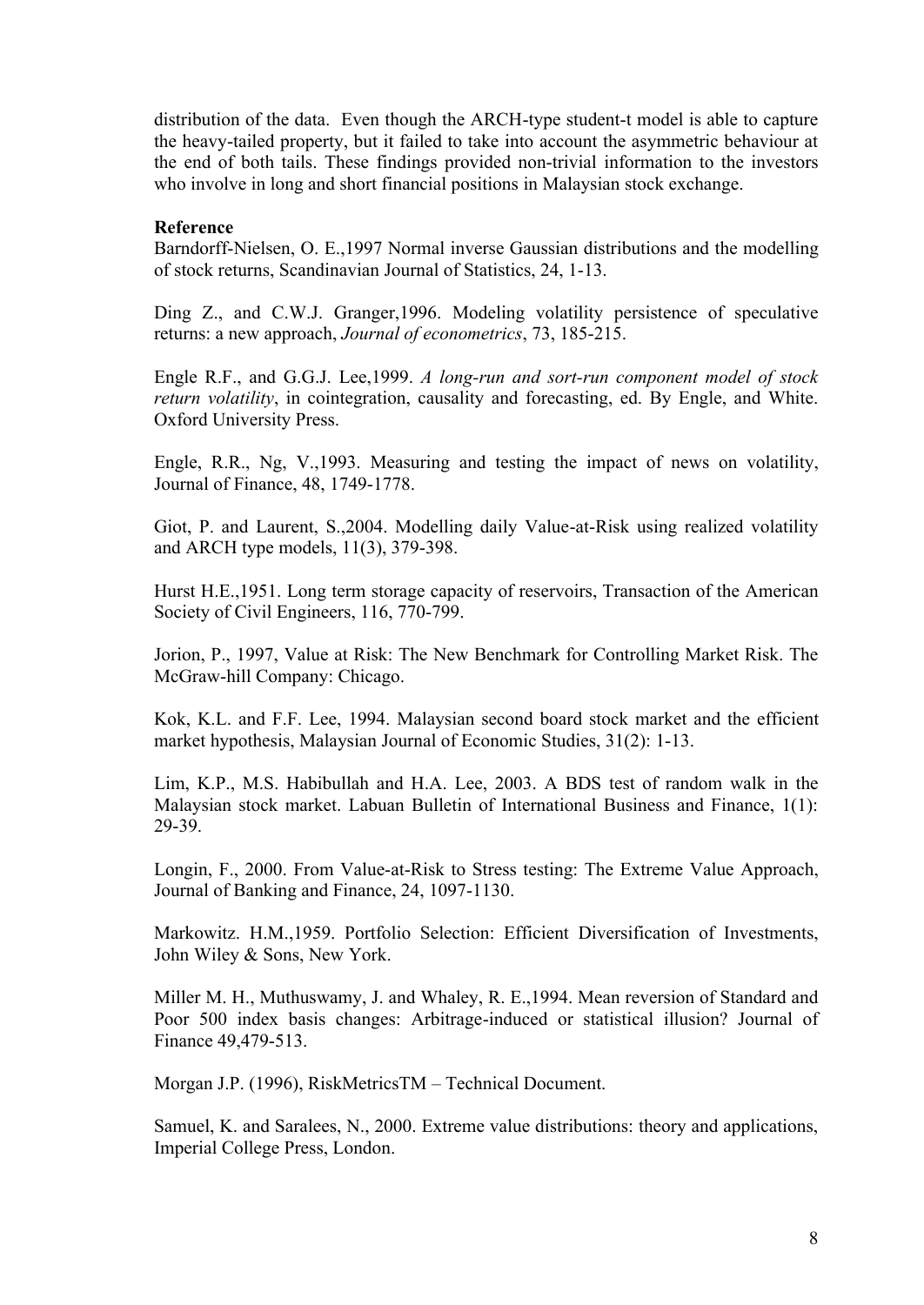distribution of the data. Even though the ARCH-type student-t model is able to capture the heavy-tailed property, but it failed to take into account the asymmetric behaviour at the end of both tails. These findings provided non-trivial information to the investors who involve in long and short financial positions in Malaysian stock exchange.

**Reference**

Barndorff-Nielsen, O. E.,1997 Normal inverse Gaussian distributions and the modelling of stock returns, Scandinavian Journal of Statistics, 24, 1-13.

Ding Z., and C.W.J. Granger,1996. Modeling volatility persistence of speculative returns: a new approach, *Journal of econometrics*, 73, 185-215.

Engle R.F., and G.G.J. Lee,1999. *A long-run and sort-run component model of stock return volatility*, in cointegration, causality and forecasting, ed. By Engle, and White. Oxford University Press.

Engle, R.R., Ng, V.,1993. Measuring and testing the impact of news on volatility, Journal of Finance, 48, 1749-1778.

Giot, P. and Laurent, S.,2004. Modelling daily Value-at-Risk using realized volatility and ARCH type models, 11(3), 379-398.

Hurst H.E.,1951. Long term storage capacity of reservoirs, Transaction of the American Society of Civil Engineers, 116, 770-799.

Jorion, P., 1997, Value at Risk: The New Benchmark for Controlling Market Risk. The McGraw-hill Company: Chicago.

Kok, K.L. and F.F. Lee, 1994. Malaysian second board stock market and the efficient market hypothesis, Malaysian Journal of Economic Studies, 31(2): 1-13.

Lim, K.P., M.S. Habibullah and H.A. Lee, 2003. A BDS test of random walk in the Malaysian stock market. Labuan Bulletin of International Business and Finance, 1(1): 29-39.

Longin, F., 2000. From Value-at-Risk to Stress testing: The Extreme Value Approach, Journal of Banking and Finance, 24, 1097-1130.

Markowitz. H.M.,1959. Portfolio Selection: Efficient Diversification of Investments, John Wiley & Sons, New York.

Miller M. H., Muthuswamy, J. and Whaley, R. E.,1994. Mean reversion of Standard and Poor 500 index basis changes: Arbitrage-induced or statistical illusion? Journal of Finance 49,479-513.

Morgan J.P. (1996), RiskMetricsTM – Technical Document.

Samuel, K. and Saralees, N., 2000. Extreme value distributions: theory and applications, Imperial College Press, London.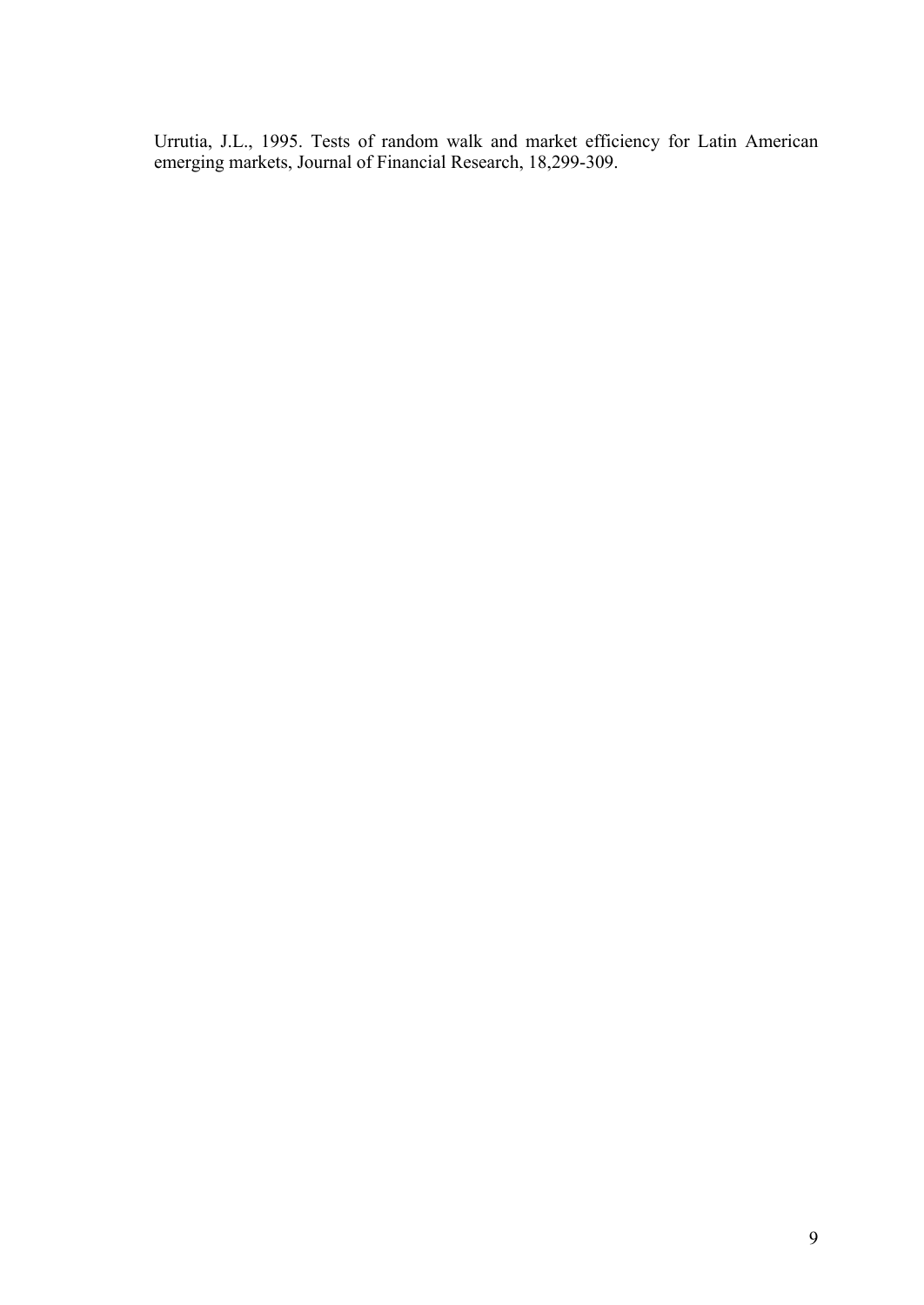Urrutia, J.L., 1995. Tests of random walk and market efficiency for Latin American emerging markets, Journal of Financial Research, 18,299-309.